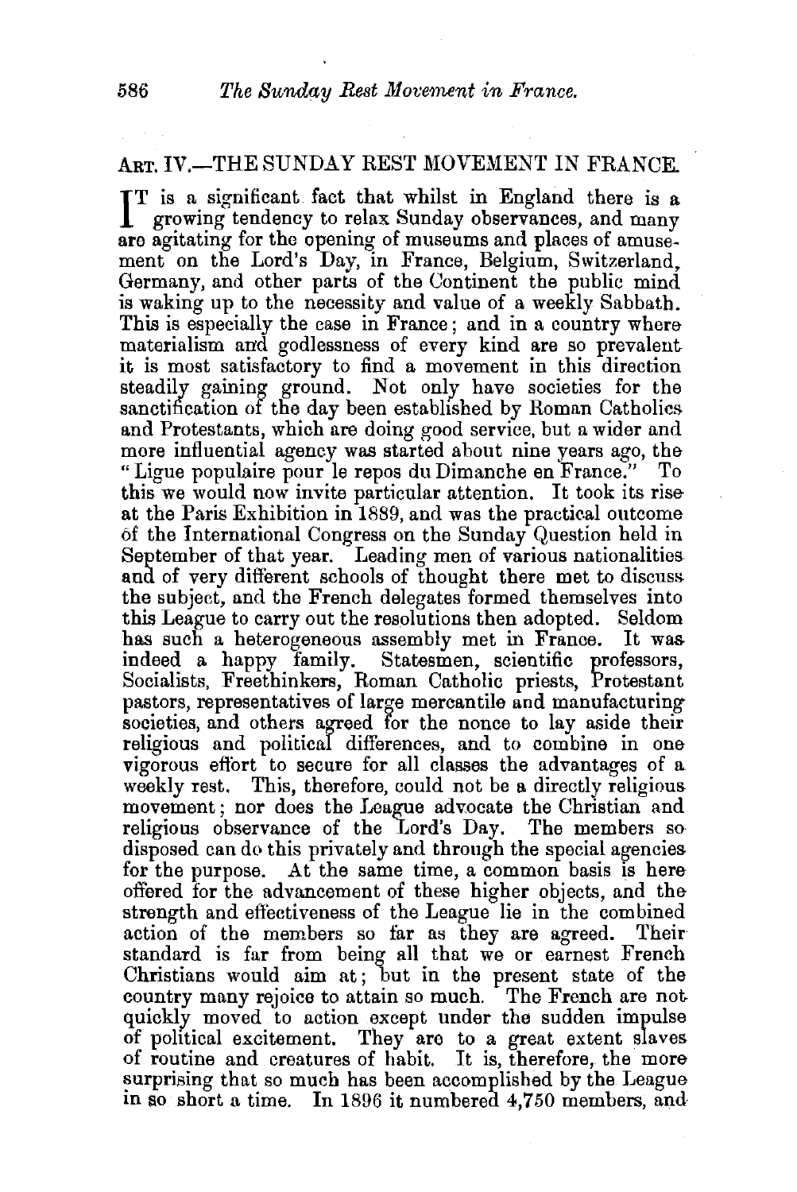## ART. IV.—THE SUNDAY REST MOVEMENT IN FRANCE.

IT is a significant fact that whilst in England there is a growing tendency to relax Sunday observances, and many are agitating for the opening of museums and places of amusement on the Lord's Day, in France, Belgium, Switzerland, Germany, and other parts of the Continent the public mind is waking up to the necessity and value of a weekly Sabbath. This is especially the case in France; and in a country where materialism and godlessness of every kind are so prevalent it is most satisfactory to find a movement in this direction steadily gaining ground. Not only have societies for the sanctification of the day been established by Roman Catholics and Protestants, which are doing good service, but a wider and more influential agency was started about nine years ago, the "Ligue populaire pour le repos du Dimanche en France." To this we would now invite particular attention. It took its rise at the Paris Exhibition in 1889, and was the practical outcome of the International Congress on the Sunday Question held in September of that year. Leading men of various nationalities and of very different schools of thought there met to discuss the subject, and the French delegates formed themselves into this League to carry out the resolutions then adopted. Seldom has such a heterogeneous assembly met in France. It was indeed a happy family. Statesmen, scientific professors, Socialists, Freethinkers, Roman Catholic priests, Protestant pastors, representatives of large mercantile and manufacturing societies, and others agreed for the nonce to lay aside their religious and political differences, and to combine in one vigorous effort to secure for all classes the advantages of a weekly rest. This, therefore, could not be a directly religious movement; nor does the League advocate the Christian and religious observance of the Lord's Day. The members so disposed can do this privately and through the special agencies for the purpose. At the same time, a common basis is here offered for the advancement of these higher objects, and the strength and effectiveness of the League lie in the combined action of the members so far as they are agreed. Their standard is far from being all that we or earnest French Christians would aim at; but in the present state of the country many rejoice to attain so much. The French are not quickly moved to action except under the sudden impulse of political excitement. They are to a great extent slaves of routine and creatures of habit. It is, therefore, the more surprising that so much has been accomplished by the League in so short a time. In 1896 it numbered 4,750 members, and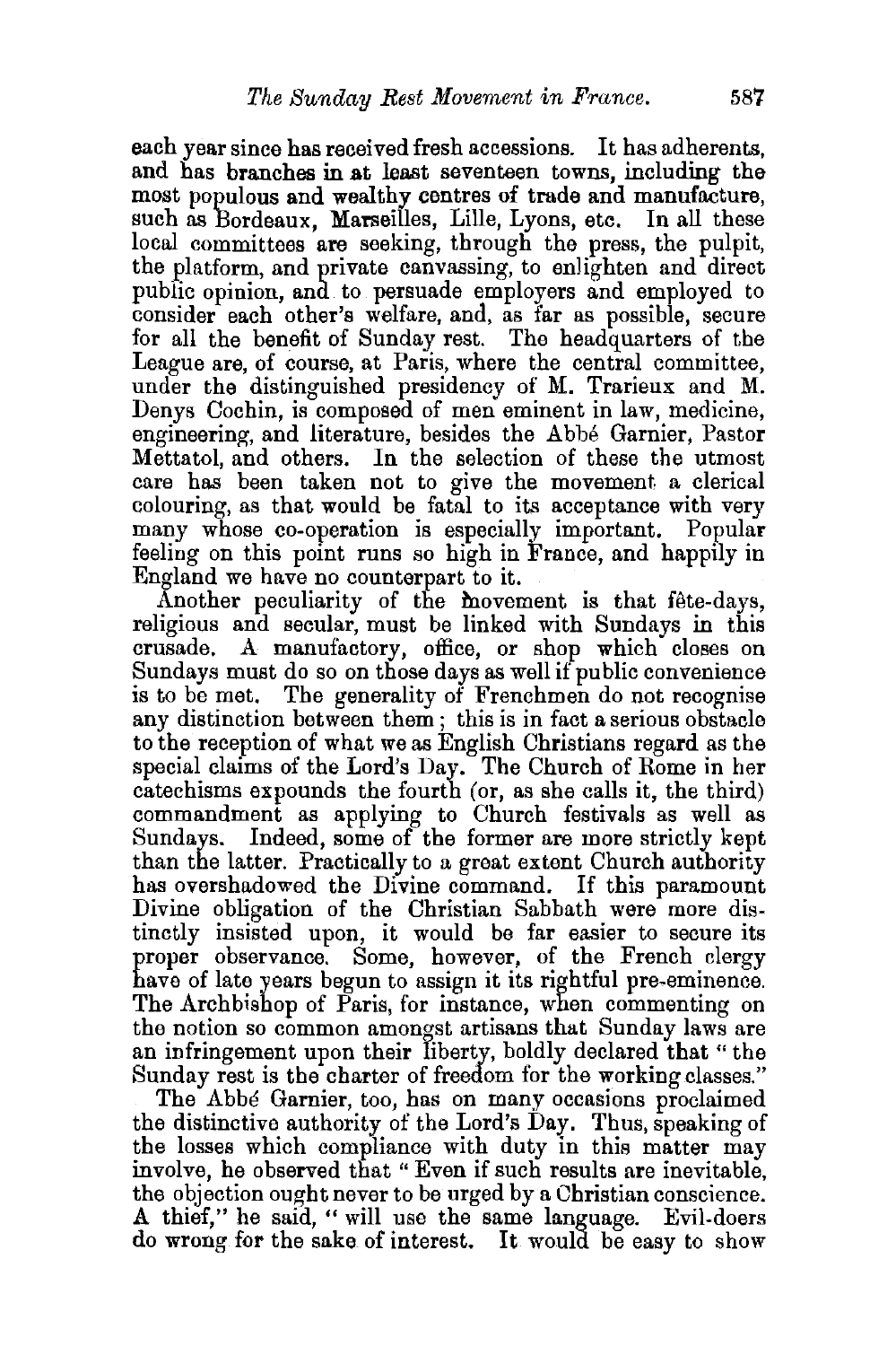each year since has received fresh accessions. It has adherents, and has branches in at least seventeen towns, including the most populous and wealthy centres of trade and manufacture, such as Bordeaux, Marseilles, Lille, Lyons, etc. In all these local committees are seeking, through the press, the pulpit, the platform, and private canvassing, to enlighten and direct public opinion, and to persuade employers and employed to consider each other's welfare, and, as far as possible, secure for all the benefit of Sunday rest. The headquarters of the League are, of course, at Paris, where the central committee, under the distinguished presidency of M. Trarieux and M. Denys Cochin, is composed of men eminent in law, medicine, engineering, and literature, besides the Abbé Garnier, Pastor Mettatol, and others. In the selection of these the utmost care has been taken not to give the movement a clerical colouring, as that would be fatal to its acceptance with very many whose co-operation is especially important. Popular feeling on this point runs so high in France, and happily in England we have no counterpart to it.

Another peculiarity of the movement is that fête-days, religious and secular, must be linked with Sundays in this crusade. A manufactory, office, or shop which closes on Sundays must do so on those days as well if public convenience is to be met. The generality of Frenchmen do not recognise any distinction between them; this is in fact a serious obstacle to the reception of what we as English Christians regard as the special claims of the Lord's Day. The Church of Rome in her catechisms expounds the fourth (or, as she calls it, the third) commandment as applying to Church festivals as well as Sundays. Indeed, some of the former are more strictly kept than the latter. Practically to a great extent Church authority has overshadowed the Divine command. If this paramount Divine obligation of the Christian Sabbath were more distinctly insisted upon, it would be far easier to secure its proper observance. Some, however, of the French clergy have of late years begun to assign it its rightful pre-eminence. The Archbishop of Paris, for instance, when commenting on the notion so common amongst artisans that Sunday laws are an infringement upon their liberty, boldly declared that "the Sunday rest is the charter of freedom for the working classes."

The Abbé Garnier, too, has on many occasions proclaimed the distinctive authority of the Lord's Day. Thus, speaking of the losses which compliance with duty in this matter may involve, he observed that "Even if such results are inevitable, the objection ought never to be urged by a Christian conscience. A thief," he said, "will use the same language. Evil-doers do wrong for the sake of interest. It would be easy to show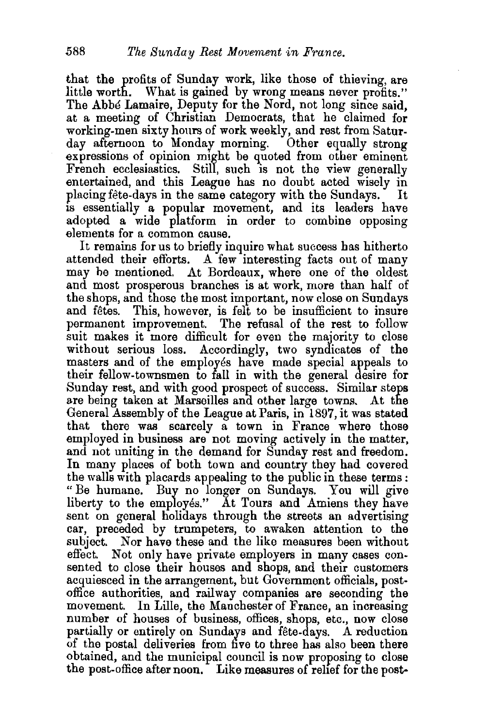that the profits of Sunday work, like those of thieving, are little worth. What is gained by wrong means never profits." The Abbé Lamaire, Deputy for the Nord, not long since said, at a meeting of Christian Democrats, that he claimed for working-men sixty hours of work weekly, and rest from Saturday afternoon to Monday morning. Other equally strong expressions of opinion might be quoted from other eminent French ecclesiastics. Still, such is not the view generally entertained, and this League has no doubt acted wisely in placing fête-days in the same category with the Sundays. It is essentially a popular movement, and its leaders have adopted a wide platform in order to combine opposing elements for a common cause.

It remains for us to briefly inquire what success has hitherto attended their efforts. A few interesting facts out of many may be mentioned. At Bordeaux, where one of the oldest and most prosperous branches is at work, more than half of the shops, and those the most important, now close on Sundays and fêtes. This, however, is felt to be insufficient to insure permanent improvement. The refusal of the rest to follow suit makes it more difficult for even the majority to close without serious loss. Accordingly, two syndicates of the masters and of the employés have made special appeals to their fellow-townsmen to fall in with the general desire for Sunday rest, and with good prospect of success. Similar steps are being taken at Marseilles and other large towns. At the General Assembly of the League at Paris, in 1897, it was stated that there was scarcely a town in France where those employed in business are not moving actively in the matter, and not uniting in the demand for Sunday rest and freedom. In many places of both town and country they had covered the walls with placards appealing to the public in these terms: "Be humane. Buy no longer on Sundays. You will give liberty to the employés." At Tours and Amiens they have sent on general holidays through the streets an advertising car, preceded by trumpeters, to awaken attention to the subject. Nor have these and the like measures been without effect. Not only have private employers in many cases consented to close their houses and shops, and their customers acquiesced in the arrangement, but Government officials, post-office authorities, and railway companies are seconding the movement. In Lille, the Manchester of France, an increasing number of houses of business, offices, shops, etc., now close partially or entirely on Sundays and fête-days. A reduction of the postal deliveries from five to three has also been there obtained, and the municipal council is now proposing to close the post-office after noon. Like measures of relief for the post-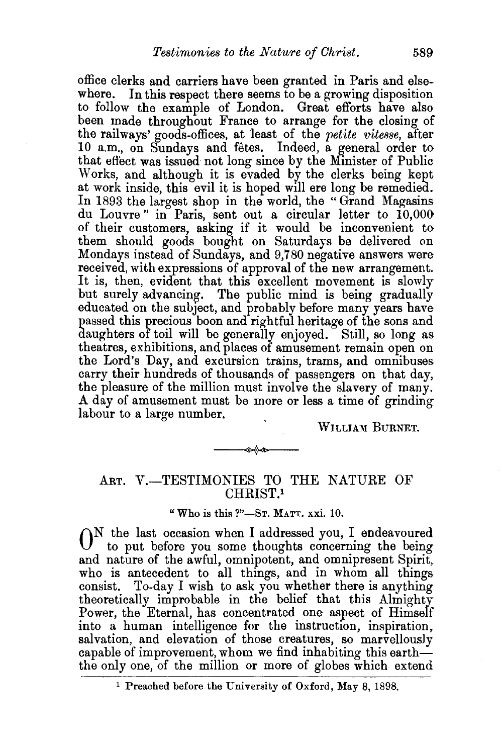office clerks and carriers have been granted in Paris and elsewhere. In this respect there seems to be a growing disposition to follow the example of London. Great efforts have also been made throughout France to arrange for the closing of the railways' goods-offices, at least of the *petite vitesse*, after 10 a.m., on Sundays and fêtes. Indeed, a general order to that effect was issued not long since by the Minister of Public Works, and although it is evaded by the clerks being kept at work inside, this evil it is hoped will ere long be remedied. In 1893 the largest shop in the world, the "Grand Magasins du Louvre" in Paris, sent out a circular letter to 10,000 of their customers, asking if it would be inconvenient to them should goods bought on Saturdays be delivered on Mondays instead of Sundays, and 9,780 negative answers were received, with expressions of approval of the new arrangement. It is, then, evident that this excellent movement is slowly but surely advancing. The public mind is being gradually educated on the subject, and probably before many years have passed this precious boon and rightful heritage of the sons and daughters of toil will be generally enjoyed. Still, so long as theatres, exhibitions, and places of amusement remain open on the Lord's Day, and excursion trains, trams, and omnibuses carry their hundreds of thousands of passengers on that day, the pleasure of the million must involve the slavery of many. A day of amusement must be more or less a time of grinding labour to a large number.

WILLIAM BURNET.

---

## ART. V.—TESTIMONIES TO THE NATURE OF CHRIST.[1]

"Who is this?"—ST. MATT. xxi. 10.

ON the last occasion when I addressed you, I endeavoured to put before you some thoughts concerning the being and nature of the awful, omnipotent, and omnipresent Spirit, who is antecedent to all things, and in whom all things consist. To-day I wish to ask you whether there is anything theoretically improbable in the belief that this Almighty Power, the Eternal, has concentrated one aspect of Himself into a human intelligence for the instruction, inspiration, salvation, and elevation of those creatures, so marvellously capable of improvement, whom we find inhabiting this earth—the only one, of the million or more of globes which extend

[1] Preached before the University of Oxford, May 8, 1898.